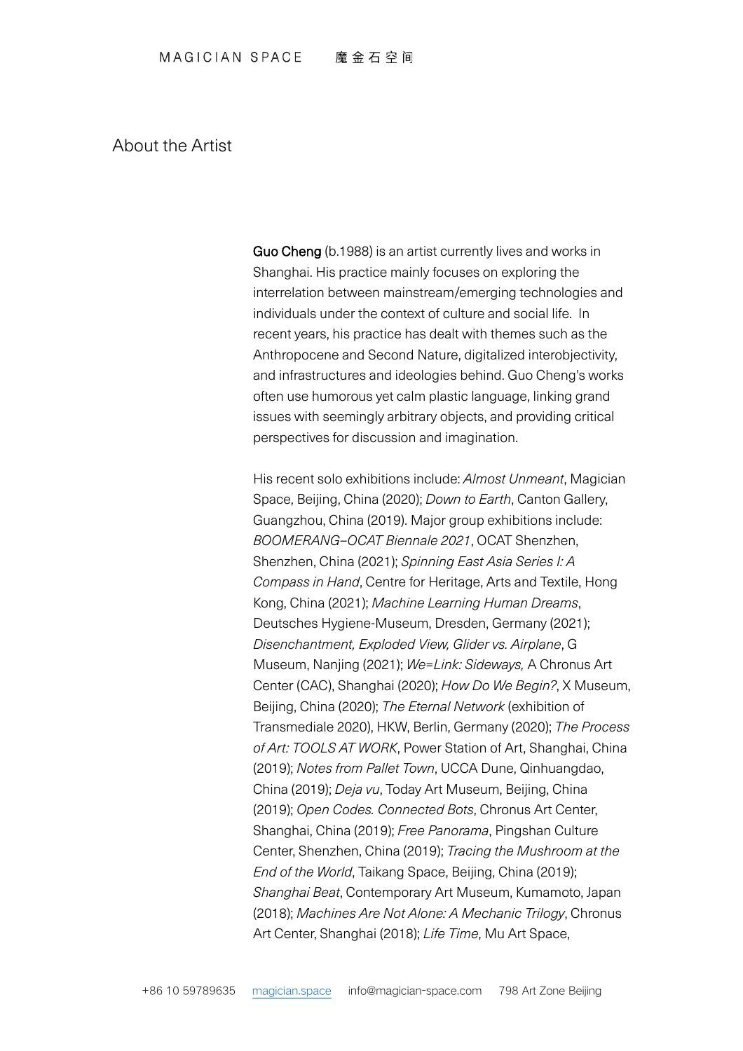# About the Artist

**Guo Cheng** (b.1988) is an artist currently lives and works in Shanghai. His practice mainly focuses on exploring the interrelation between mainstream/emerging technologies and individuals under the context of culture and social life. In recent years, his practice has dealt with themes such as the Anthropocene and Second Nature, digitalized interobjectivity, and infrastructures and ideologies behind. Guo Cheng's works often use humorous yet calm plastic language, linking grand issues with seemingly arbitrary objects, and providing critical perspectives for discussion and imagination.

His recent solo exhibitions include: *Almost Unmeant*, Magician Space, Beijing, China (2020); *Down to Earth*, Canton Gallery, Guangzhou, China (2019). Major group exhibitions include: *BOOMERANG–OCAT Biennale 2021*, OCAT Shenzhen, Shenzhen, China (2021); *Spinning East Asia Series I: A Compass in Hand*, Centre for Heritage, Arts and Textile, Hong Kong, China (2021); *Machine Learning Human Dreams*, Deutsches Hygiene-Museum, Dresden, Germany (2021); *Disenchantment, Exploded View, Glider vs. Airplane*, G Museum, Nanjing (2021); *We=Link: Sideways,* A Chronus Art Center (CAC), Shanghai (2020); *How Do We Begin?*, X Museum, Beijing, China (2020); *The Eternal Network* (exhibition of Transmediale 2020), HKW, Berlin, Germany (2020); *The Process of Art: TOOLS AT WORK*, Power Station of Art, Shanghai, China (2019); *Notes from Pallet Town*, UCCA Dune, Qinhuangdao, China (2019); *Deja vu*, Today Art Museum, Beijing, China (2019); *Open Codes. Connected Bots*, Chronus Art Center, Shanghai, China (2019); *Free Panorama*, Pingshan Culture Center, Shenzhen, China (2019); *Tracing the Mushroom at the End of the World*, Taikang Space, Beijing, China (2019); *Shanghai Beat*, Contemporary Art Museum, Kumamoto, Japan (2018); *Machines Are Not Alone: A Mechanic Trilogy*, Chronus Art Center, Shanghai (2018); *Life Time*, Mu Art Space,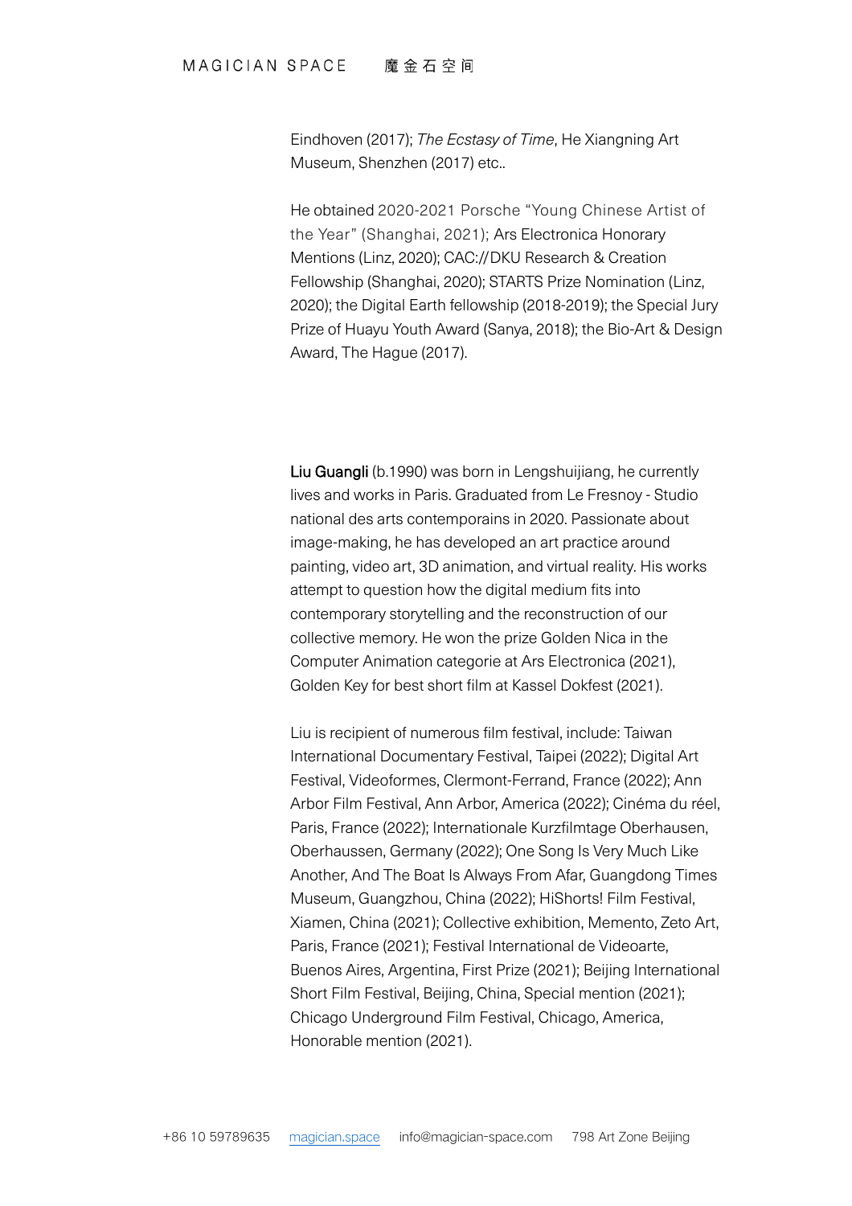Eindhoven (2017); *The Ecstasy of Time*, He Xiangning Art Museum, Shenzhen (2017) etc..

He obtained 2020-2021 Porsche "Young Chinese Artist of the Year" (Shanghai, 2021); Ars Electronica Honorary Mentions (Linz, 2020); CAC://DKU Research & Creation Fellowship (Shanghai, 2020); STARTS Prize Nomination (Linz, 2020); the Digital Earth fellowship (2018-2019); the Special Jury Prize of Huayu Youth Award (Sanya, 2018); the Bio-Art & Design Award, The Hague (2017).

**Liu Guangli** (b.1990) was born in Lengshuijiang, he currently lives and works in Paris. Graduated from Le Fresnoy - Studio national des arts contemporains in 2020. Passionate about image-making, he has developed an art practice around painting, video art, 3D animation, and virtual reality. His works attempt to question how the digital medium fits into contemporary storytelling and the reconstruction of our collective memory. He won the prize Golden Nica in the Computer Animation categorie at Ars Electronica (2021), Golden Key for best short film at Kassel Dokfest (2021).

Liu is recipient of numerous film festival, include: Taiwan International Documentary Festival, Taipei (2022); Digital Art Festival, Videoformes, Clermont-Ferrand, France (2022); Ann Arbor Film Festival, Ann Arbor, America (2022); Cinéma du réel, Paris, France (2022); Internationale Kurzfilmtage Oberhausen, Oberhaussen, Germany (2022); One Song Is Very Much Like Another, And The Boat Is Always From Afar, Guangdong Times Museum, Guangzhou, China (2022); HiShorts! Film Festival, Xiamen, China (2021); Collective exhibition, Memento, Zeto Art, Paris, France (2021); Festival International de Videoarte, Buenos Aires, Argentina, First Prize (2021); Beijing International Short Film Festival, Beijing, China, Special mention (2021); Chicago Underground Film Festival, Chicago, America, Honorable mention (2021).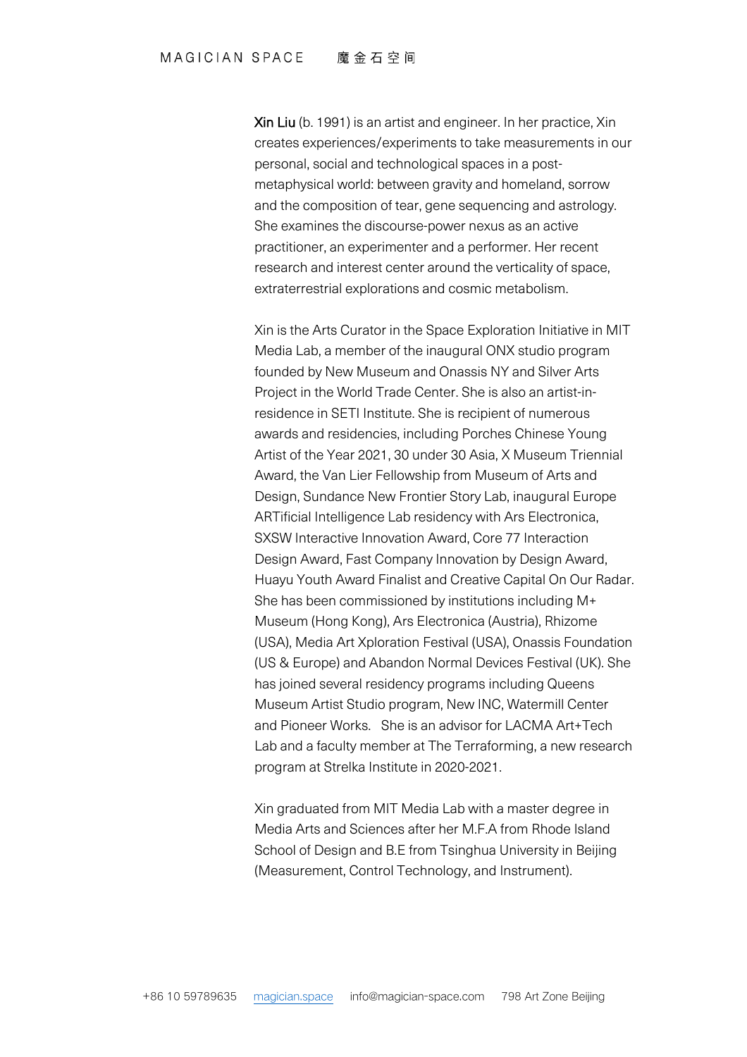**Xin Liu** (b. 1991) is an artist and engineer. In her practice, Xin creates experiences/experiments to take measurements in our personal, social and technological spaces in a post-metaphysical world: between gravity and homeland, sorrow and the composition of tear, gene sequencing and astrology. She examines the discourse-power nexus as an active practitioner, an experimenter and a performer. Her recent research and interest center around the verticality of space, extraterrestrial explorations and cosmic metabolism.

Xin is the Arts Curator in the Space Exploration Initiative in MIT Media Lab, a member of the inaugural ONX studio program founded by New Museum and Onassis NY and Silver Arts Project in the World Trade Center. She is also an artist-in-residence in SETI Institute. She is recipient of numerous awards and residencies, including Porches Chinese Young Artist of the Year 2021, 30 under 30 Asia, X Museum Triennial Award, the Van Lier Fellowship from Museum of Arts and Design, Sundance New Frontier Story Lab, inaugural Europe ARTificial Intelligence Lab residency with Ars Electronica, SXSW Interactive Innovation Award, Core 77 Interaction Design Award, Fast Company Innovation by Design Award, Huayu Youth Award Finalist and Creative Capital On Our Radar. She has been commissioned by institutions including M+ Museum (Hong Kong), Ars Electronica (Austria), Rhizome (USA), Media Art Xploration Festival (USA), Onassis Foundation (US & Europe) and Abandon Normal Devices Festival (UK). She has joined several residency programs including Queens Museum Artist Studio program, New INC, Watermill Center and Pioneer Works. She is an advisor for LACMA Art+Tech Lab and a faculty member at The Terraforming, a new research program at Strelka Institute in 2020-2021.

Xin graduated from MIT Media Lab with a master degree in Media Arts and Sciences after her M.F.A from Rhode Island School of Design and B.E from Tsinghua University in Beijing (Measurement, Control Technology, and Instrument).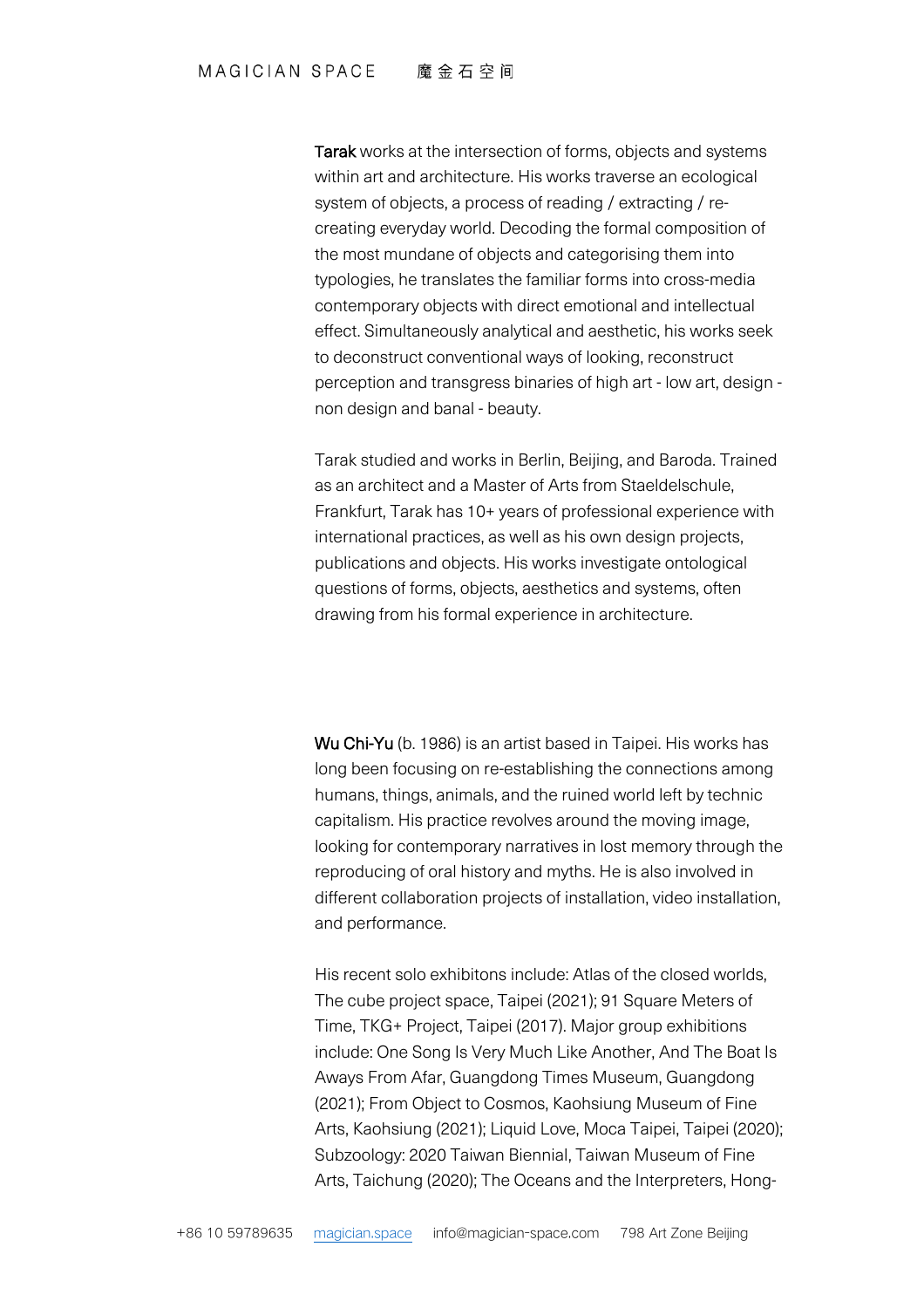**Tarak** works at the intersection of forms, objects and systems within art and architecture. His works traverse an ecological system of objects, a process of reading / extracting / re-creating everyday world. Decoding the formal composition of the most mundane of objects and categorising them into typologies, he translates the familiar forms into cross-media contemporary objects with direct emotional and intellectual effect. Simultaneously analytical and aesthetic, his works seek to deconstruct conventional ways of looking, reconstruct perception and transgress binaries of high art - low art, design - non design and banal - beauty.

Tarak studied and works in Berlin, Beijing, and Baroda. Trained as an architect and a Master of Arts from Staeldelschule, Frankfurt, Tarak has 10+ years of professional experience with international practices, as well as his own design projects, publications and objects. His works investigate ontological questions of forms, objects, aesthetics and systems, often drawing from his formal experience in architecture.

**Wu Chi-Yu** (b. 1986) is an artist based in Taipei. His works has long been focusing on re-establishing the connections among humans, things, animals, and the ruined world left by technic capitalism. His practice revolves around the moving image, looking for contemporary narratives in lost memory through the reproducing of oral history and myths. He is also involved in different collaboration projects of installation, video installation, and performance.

His recent solo exhibitons include: Atlas of the closed worlds, The cube project space, Taipei (2021); 91 Square Meters of Time, TKG+ Project, Taipei (2017). Major group exhibitions include: One Song Is Very Much Like Another, And The Boat Is Aways From Afar, Guangdong Times Museum, Guangdong (2021); From Object to Cosmos, Kaohsiung Museum of Fine Arts, Kaohsiung (2021); Liquid Love, Moca Taipei, Taipei (2020); Subzoology: 2020 Taiwan Biennial, Taiwan Museum of Fine Arts, Taichung (2020); The Oceans and the Interpreters, Hong-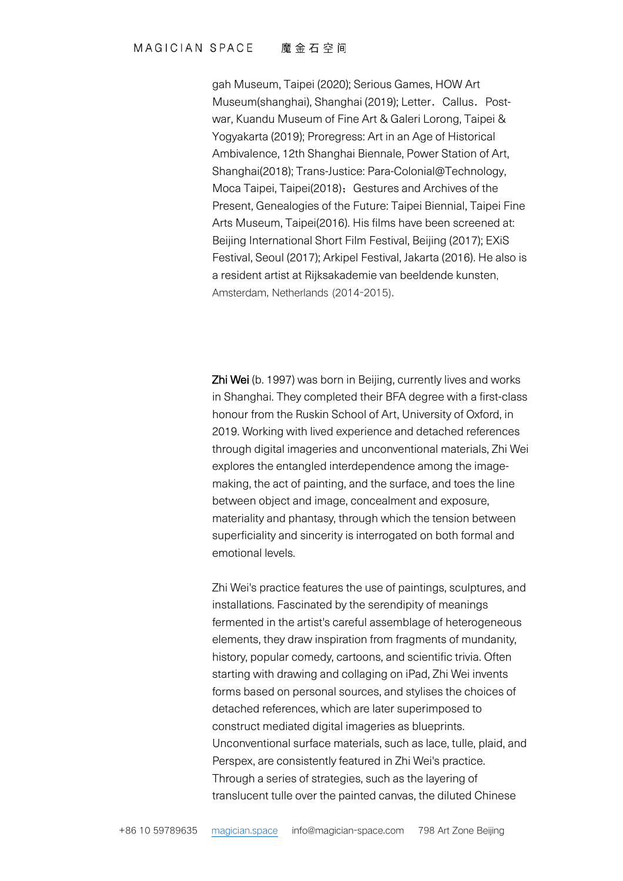gah Museum, Taipei (2020); Serious Games, HOW Art Museum(shanghai), Shanghai (2019); Letter．Callus．Post-war, Kuandu Museum of Fine Art & Galeri Lorong, Taipei & Yogyakarta (2019); Proregress: Art in an Age of Historical Ambivalence, 12th Shanghai Biennale, Power Station of Art, Shanghai(2018); Trans-Justice: Para-Colonial@Technology, Moca Taipei, Taipei(2018)；Gestures and Archives of the Present, Genealogies of the Future: Taipei Biennial, Taipei Fine Arts Museum, Taipei(2016). His films have been screened at: Beijing International Short Film Festival, Beijing (2017); EXiS Festival, Seoul (2017); Arkipel Festival, Jakarta (2016). He also is a resident artist at Rijksakademie van beeldende kunsten, Amsterdam, Netherlands (2014-2015).

**Zhi Wei** (b. 1997) was born in Beijing, currently lives and works in Shanghai. They completed their BFA degree with a first-class honour from the Ruskin School of Art, University of Oxford, in 2019. Working with lived experience and detached references through digital imageries and unconventional materials, Zhi Wei explores the entangled interdependence among the image-making, the act of painting, and the surface, and toes the line between object and image, concealment and exposure, materiality and phantasy, through which the tension between superficiality and sincerity is interrogated on both formal and emotional levels.

Zhi Wei's practice features the use of paintings, sculptures, and installations. Fascinated by the serendipity of meanings fermented in the artist's careful assemblage of heterogeneous elements, they draw inspiration from fragments of mundanity, history, popular comedy, cartoons, and scientific trivia. Often starting with drawing and collaging on iPad, Zhi Wei invents forms based on personal sources, and stylises the choices of detached references, which are later superimposed to construct mediated digital imageries as blueprints. Unconventional surface materials, such as lace, tulle, plaid, and Perspex, are consistently featured in Zhi Wei's practice. Through a series of strategies, such as the layering of translucent tulle over the painted canvas, the diluted Chinese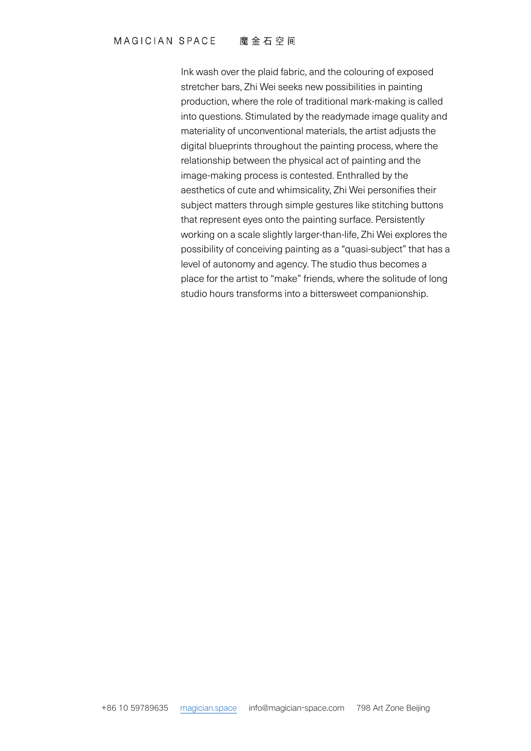Ink wash over the plaid fabric, and the colouring of exposed stretcher bars, Zhi Wei seeks new possibilities in painting production, where the role of traditional mark-making is called into questions. Stimulated by the readymade image quality and materiality of unconventional materials, the artist adjusts the digital blueprints throughout the painting process, where the relationship between the physical act of painting and the image-making process is contested. Enthralled by the aesthetics of cute and whimsicality, Zhi Wei personifies their subject matters through simple gestures like stitching buttons that represent eyes onto the painting surface. Persistently working on a scale slightly larger-than-life, Zhi Wei explores the possibility of conceiving painting as a "quasi-subject" that has a level of autonomy and agency. The studio thus becomes a place for the artist to "make" friends, where the solitude of long studio hours transforms into a bittersweet companionship.